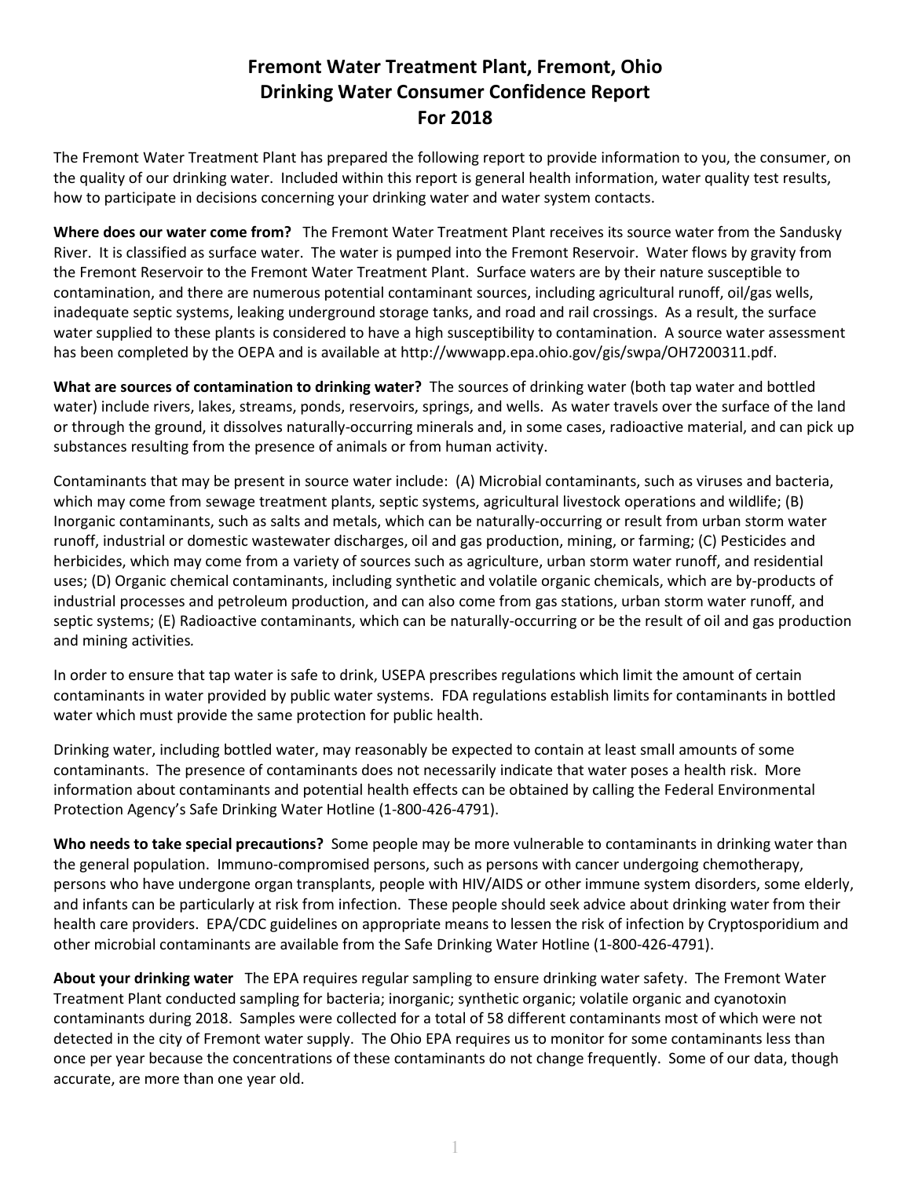# Fremont Water Treatment Plant, Fremont, Ohio
# Drinking Water Consumer Confidence Report
# For 2018

The Fremont Water Treatment Plant has prepared the following report to provide information to you, the consumer, on the quality of our drinking water. Included within this report is general health information, water quality test results, how to participate in decisions concerning your drinking water and water system contacts.

**Where does our water come from?** The Fremont Water Treatment Plant receives its source water from the Sandusky River. It is classified as surface water. The water is pumped into the Fremont Reservoir. Water flows by gravity from the Fremont Reservoir to the Fremont Water Treatment Plant. Surface waters are by their nature susceptible to contamination, and there are numerous potential contaminant sources, including agricultural runoff, oil/gas wells, inadequate septic systems, leaking underground storage tanks, and road and rail crossings. As a result, the surface water supplied to these plants is considered to have a high susceptibility to contamination. A source water assessment has been completed by the OEPA and is available at http://wwwapp.epa.ohio.gov/gis/swpa/OH7200311.pdf.

**What are sources of contamination to drinking water?** The sources of drinking water (both tap water and bottled water) include rivers, lakes, streams, ponds, reservoirs, springs, and wells. As water travels over the surface of the land or through the ground, it dissolves naturally-occurring minerals and, in some cases, radioactive material, and can pick up substances resulting from the presence of animals or from human activity.

Contaminants that may be present in source water include: (A) Microbial contaminants, such as viruses and bacteria, which may come from sewage treatment plants, septic systems, agricultural livestock operations and wildlife; (B) Inorganic contaminants, such as salts and metals, which can be naturally-occurring or result from urban storm water runoff, industrial or domestic wastewater discharges, oil and gas production, mining, or farming; (C) Pesticides and herbicides, which may come from a variety of sources such as agriculture, urban storm water runoff, and residential uses; (D) Organic chemical contaminants, including synthetic and volatile organic chemicals, which are by-products of industrial processes and petroleum production, and can also come from gas stations, urban storm water runoff, and septic systems; (E) Radioactive contaminants, which can be naturally-occurring or be the result of oil and gas production and mining activities.

In order to ensure that tap water is safe to drink, USEPA prescribes regulations which limit the amount of certain contaminants in water provided by public water systems. FDA regulations establish limits for contaminants in bottled water which must provide the same protection for public health.

Drinking water, including bottled water, may reasonably be expected to contain at least small amounts of some contaminants. The presence of contaminants does not necessarily indicate that water poses a health risk. More information about contaminants and potential health effects can be obtained by calling the Federal Environmental Protection Agency's Safe Drinking Water Hotline (1-800-426-4791).

**Who needs to take special precautions?** Some people may be more vulnerable to contaminants in drinking water than the general population. Immuno-compromised persons, such as persons with cancer undergoing chemotherapy, persons who have undergone organ transplants, people with HIV/AIDS or other immune system disorders, some elderly, and infants can be particularly at risk from infection. These people should seek advice about drinking water from their health care providers. EPA/CDC guidelines on appropriate means to lessen the risk of infection by Cryptosporidium and other microbial contaminants are available from the Safe Drinking Water Hotline (1-800-426-4791).

**About your drinking water** The EPA requires regular sampling to ensure drinking water safety. The Fremont Water Treatment Plant conducted sampling for bacteria; inorganic; synthetic organic; volatile organic and cyanotoxin contaminants during 2018. Samples were collected for a total of 58 different contaminants most of which were not detected in the city of Fremont water supply. The Ohio EPA requires us to monitor for some contaminants less than once per year because the concentrations of these contaminants do not change frequently. Some of our data, though accurate, are more than one year old.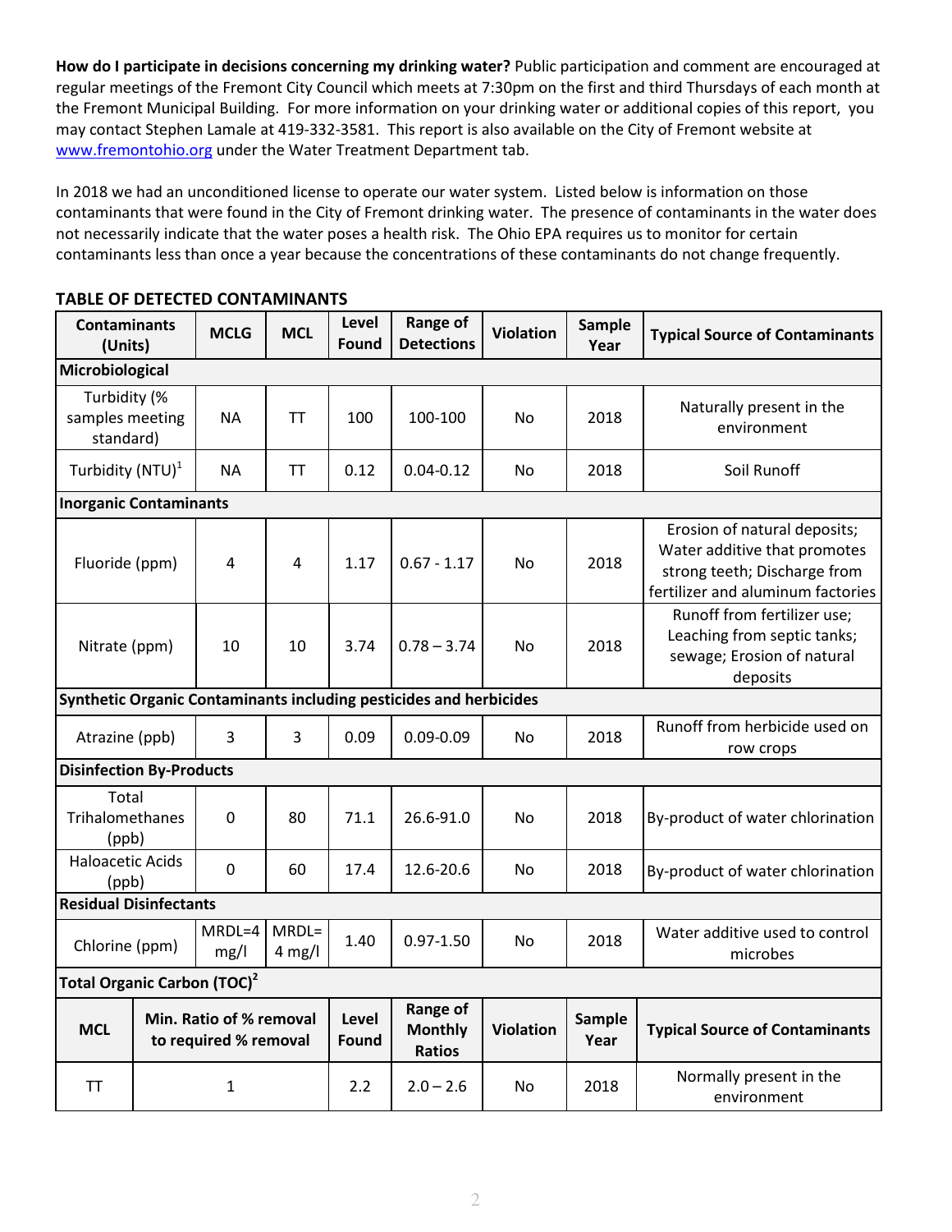**How do I participate in decisions concerning my drinking water?** Public participation and comment are encouraged at regular meetings of the Fremont City Council which meets at 7:30pm on the first and third Thursdays of each month at the Fremont Municipal Building. For more information on your drinking water or additional copies of this report, you may contact Stephen Lamale at 419-332-3581. This report is also available on the City of Fremont website at www.fremontohio.org under the Water Treatment Department tab.

In 2018 we had an unconditioned license to operate our water system. Listed below is information on those contaminants that were found in the City of Fremont drinking water. The presence of contaminants in the water does not necessarily indicate that the water poses a health risk. The Ohio EPA requires us to monitor for certain contaminants less than once a year because the concentrations of these contaminants do not change frequently.

**TABLE OF DETECTED CONTAMINANTS**

| Contaminants (Units) | MCLG | MCL | Level Found | Range of Detections | Violation | Sample Year | Typical Source of Contaminants |
|---|---|---|---|---|---|---|---|
| **Microbiological** | | | | | | | |
| Turbidity (% samples meeting standard) | NA | TT | 100 | 100-100 | No | 2018 | Naturally present in the environment |
| Turbidity (NTU)[1] | NA | TT | 0.12 | 0.04-0.12 | No | 2018 | Soil Runoff |
| **Inorganic Contaminants** | | | | | | | |
| Fluoride (ppm) | 4 | 4 | 1.17 | 0.67 - 1.17 | No | 2018 | Erosion of natural deposits; Water additive that promotes strong teeth; Discharge from fertilizer and aluminum factories |
| Nitrate (ppm) | 10 | 10 | 3.74 | 0.78 – 3.74 | No | 2018 | Runoff from fertilizer use; Leaching from septic tanks; sewage; Erosion of natural deposits |
| **Synthetic Organic Contaminants including pesticides and herbicides** | | | | | | | |
| Atrazine (ppb) | 3 | 3 | 0.09 | 0.09-0.09 | No | 2018 | Runoff from herbicide used on row crops |
| **Disinfection By-Products** | | | | | | | |
| Total Trihalomethanes (ppb) | 0 | 80 | 71.1 | 26.6-91.0 | No | 2018 | By-product of water chlorination |
| Haloacetic Acids (ppb) | 0 | 60 | 17.4 | 12.6-20.6 | No | 2018 | By-product of water chlorination |
| **Residual Disinfectants** | | | | | | | |
| Chlorine (ppm) | MRDL=4 mg/l | MRDL= 4 mg/l | 1.40 | 0.97-1.50 | No | 2018 | Water additive used to control microbes |

**Total Organic Carbon (TOC)[2]**

| MCL | Min. Ratio of % removal to required % removal | Level Found | Range of Monthly Ratios | Violation | Sample Year | Typical Source of Contaminants |
|---|---|---|---|---|---|---|
| TT | 1 | 2.2 | 2.0 – 2.6 | No | 2018 | Normally present in the environment |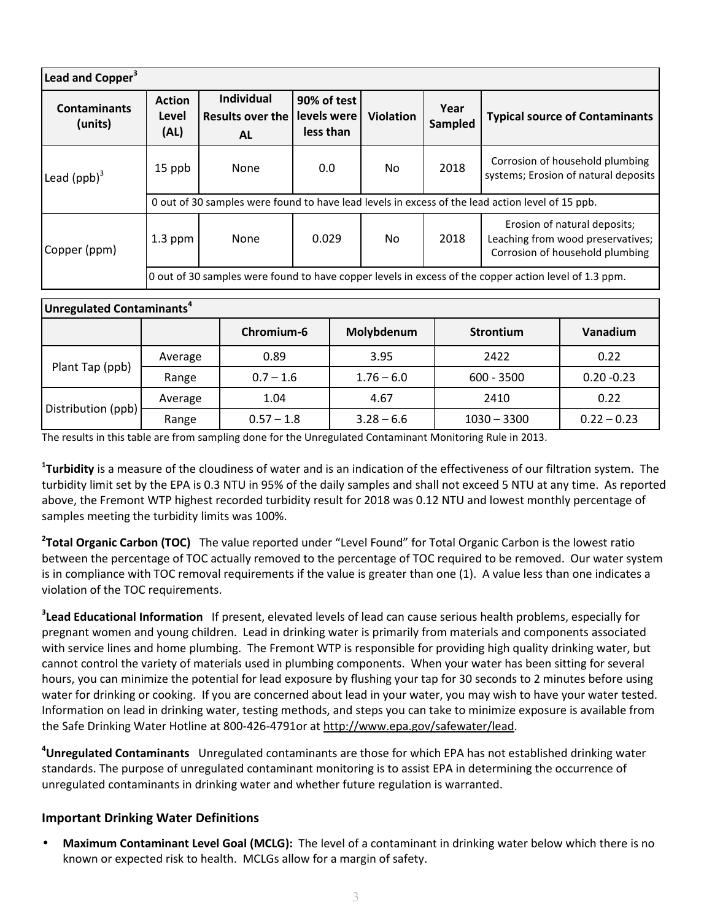| Lead and Copper[3] | | | | | | |
|---|---|---|---|---|---|---|
| **Contaminants (units)** | **Action Level (AL)** | **Individual Results over the AL** | **90% of test levels were less than** | **Violation** | **Year Sampled** | **Typical source of Contaminants** |
| Lead (ppb)[3] | 15 ppb | None | 0.0 | No | 2018 | Corrosion of household plumbing systems; Erosion of natural deposits |
| | 0 out of 30 samples were found to have lead levels in excess of the lead action level of 15 ppb. | | | | | |
| Copper (ppm) | 1.3 ppm | None | 0.029 | No | 2018 | Erosion of natural deposits; Leaching from wood preservatives; Corrosion of household plumbing |
| | 0 out of 30 samples were found to have copper levels in excess of the copper action level of 1.3 ppm. | | | | | |

| Unregulated Contaminants[4] | | | | | |
|---|---|---|---|---|---|
| | | **Chromium-6** | **Molybdenum** | **Strontium** | **Vanadium** |
| Plant Tap (ppb) | Average | 0.89 | 3.95 | 2422 | 0.22 |
| | Range | 0.7 – 1.6 | 1.76 – 6.0 | 600 - 3500 | 0.20 -0.23 |
| Distribution (ppb) | Average | 1.04 | 4.67 | 2410 | 0.22 |
| | Range | 0.57 – 1.8 | 3.28 – 6.6 | 1030 – 3300 | 0.22 – 0.23 |

The results in this table are from sampling done for the Unregulated Contaminant Monitoring Rule in 2013.

[1]**Turbidity** is a measure of the cloudiness of water and is an indication of the effectiveness of our filtration system. The turbidity limit set by the EPA is 0.3 NTU in 95% of the daily samples and shall not exceed 5 NTU at any time. As reported above, the Fremont WTP highest recorded turbidity result for 2018 was 0.12 NTU and lowest monthly percentage of samples meeting the turbidity limits was 100%.

[2]**Total Organic Carbon (TOC)** The value reported under "Level Found" for Total Organic Carbon is the lowest ratio between the percentage of TOC actually removed to the percentage of TOC required to be removed. Our water system is in compliance with TOC removal requirements if the value is greater than one (1). A value less than one indicates a violation of the TOC requirements.

[3]**Lead Educational Information** If present, elevated levels of lead can cause serious health problems, especially for pregnant women and young children. Lead in drinking water is primarily from materials and components associated with service lines and home plumbing. The Fremont WTP is responsible for providing high quality drinking water, but cannot control the variety of materials used in plumbing components. When your water has been sitting for several hours, you can minimize the potential for lead exposure by flushing your tap for 30 seconds to 2 minutes before using water for drinking or cooking. If you are concerned about lead in your water, you may wish to have your water tested. Information on lead in drinking water, testing methods, and steps you can take to minimize exposure is available from the Safe Drinking Water Hotline at 800-426-4791or at http://www.epa.gov/safewater/lead.

[4]**Unregulated Contaminants** Unregulated contaminants are those for which EPA has not established drinking water standards. The purpose of unregulated contaminant monitoring is to assist EPA in determining the occurrence of unregulated contaminants in drinking water and whether future regulation is warranted.

### Important Drinking Water Definitions

- **Maximum Contaminant Level Goal (MCLG):** The level of a contaminant in drinking water below which there is no known or expected risk to health. MCLGs allow for a margin of safety.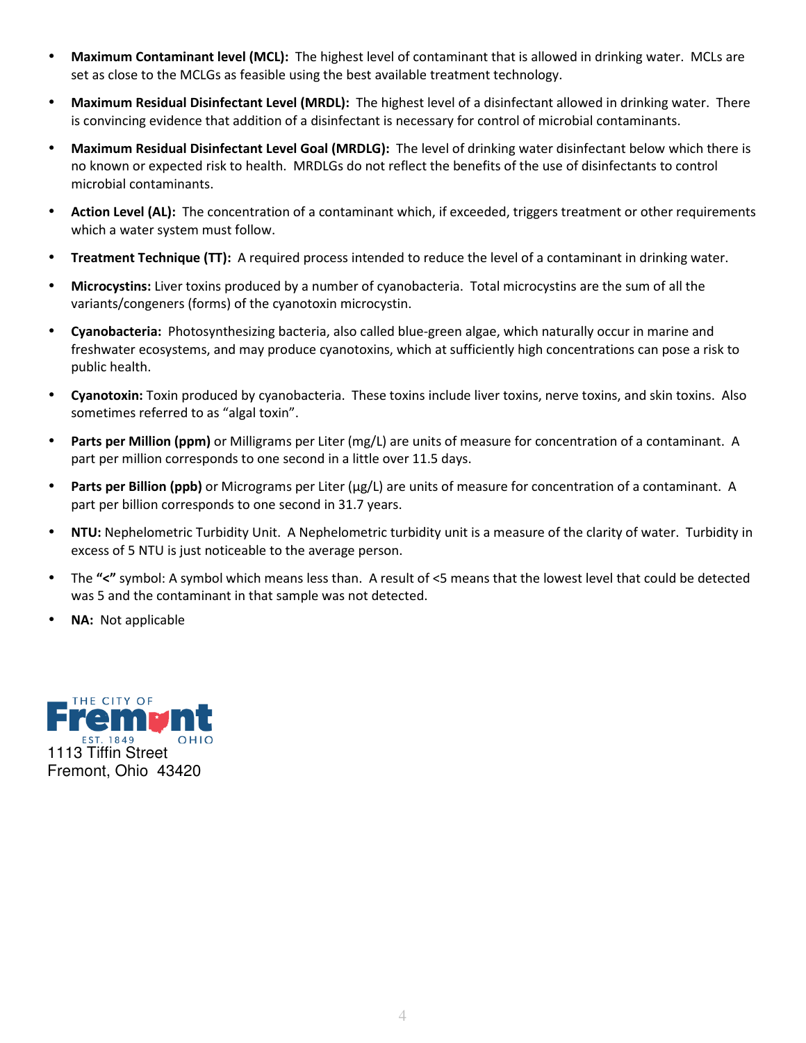- **Maximum Contaminant level (MCL):** The highest level of contaminant that is allowed in drinking water. MCLs are set as close to the MCLGs as feasible using the best available treatment technology.
- **Maximum Residual Disinfectant Level (MRDL):** The highest level of a disinfectant allowed in drinking water. There is convincing evidence that addition of a disinfectant is necessary for control of microbial contaminants.
- **Maximum Residual Disinfectant Level Goal (MRDLG):** The level of drinking water disinfectant below which there is no known or expected risk to health. MRDLGs do not reflect the benefits of the use of disinfectants to control microbial contaminants.
- **Action Level (AL):** The concentration of a contaminant which, if exceeded, triggers treatment or other requirements which a water system must follow.
- **Treatment Technique (TT):** A required process intended to reduce the level of a contaminant in drinking water.
- **Microcystins:** Liver toxins produced by a number of cyanobacteria. Total microcystins are the sum of all the variants/congeners (forms) of the cyanotoxin microcystin.
- **Cyanobacteria:** Photosynthesizing bacteria, also called blue-green algae, which naturally occur in marine and freshwater ecosystems, and may produce cyanotoxins, which at sufficiently high concentrations can pose a risk to public health.
- **Cyanotoxin:** Toxin produced by cyanobacteria. These toxins include liver toxins, nerve toxins, and skin toxins. Also sometimes referred to as "algal toxin".
- **Parts per Million (ppm)** or Milligrams per Liter (mg/L) are units of measure for concentration of a contaminant. A part per million corresponds to one second in a little over 11.5 days.
- **Parts per Billion (ppb)** or Micrograms per Liter (µg/L) are units of measure for concentration of a contaminant. A part per billion corresponds to one second in 31.7 years.
- **NTU:** Nephelometric Turbidity Unit. A Nephelometric turbidity unit is a measure of the clarity of water. Turbidity in excess of 5 NTU is just noticeable to the average person.
- The **"<"** symbol: A symbol which means less than. A result of <5 means that the lowest level that could be detected was 5 and the contaminant in that sample was not detected.
- **NA:** Not applicable

THE CITY OF Fremont EST. 1849 OHIO

1113 Tiffin Street
Fremont, Ohio 43420